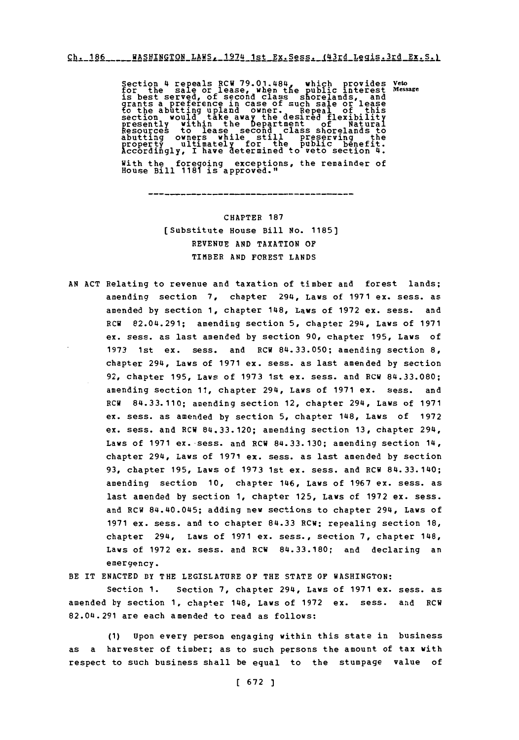Section 4 repeals RCW 79.01.484, which provides for the sale or lease, when the public interest is best served, of second class shorelands, and grants a preference in case of such sale or lease to the abutting upland owner. Repeal of this section would take away the desired flexibility presently within the Department of Natural Resources to lease second class shorelands to abutting owners while still preserving the property ultimately for the public benefit. Accordingly, I have determined to veto section 4.

Veto Message

With the foregoing exceptions, the remainder of House Bill 1181 is approved."

---

# CHAPTER 187
## [Substitute House Bill No. 1185]
## REVENUE AND TAXATION OF TIMBER AND FOREST LANDS

AN ACT Relating to revenue and taxation of timber and forest lands; amending section 7, chapter 294, Laws of 1971 ex. sess. as amended by section 1, chapter 148, Laws of 1972 ex. sess. and RCW 82.04.291; amending section 5, chapter 294, Laws of 1971 ex. sess. as last amended by section 90, chapter 195, Laws of 1973 1st ex. sess. and RCW 84.33.050; amending section 8, chapter 294, Laws of 1971 ex. sess. as last amended by section 92, chapter 195, Laws of 1973 1st ex. sess. and RCW 84.33.080; amending section 11, chapter 294, Laws of 1971 ex. sess. and RCW 84.33.110; amending section 12, chapter 294, Laws of 1971 ex. sess. as amended by section 5, chapter 148, Laws of 1972 ex. sess. and RCW 84.33.120; amending section 13, chapter 294, Laws of 1971 ex. sess. and RCW 84.33.130; amending section 14, chapter 294, Laws of 1971 ex. sess. as last amended by section 93, chapter 195, Laws of 1973 1st ex. sess. and RCW 84.33.140; amending section 10, chapter 146, Laws of 1967 ex. sess. as last amended by section 1, chapter 125, Laws of 1972 ex. sess. and RCW 84.40.045; adding new sections to chapter 294, Laws of 1971 ex. sess. and to chapter 84.33 RCW; repealing section 18, chapter 294, Laws of 1971 ex. sess., section 7, chapter 148, Laws of 1972 ex. sess. and RCW 84.33.180; and declaring an emergency.

BE IT ENACTED BY THE LEGISLATURE OF THE STATE OF WASHINGTON:

Section 1. Section 7, chapter 294, Laws of 1971 ex. sess. as amended by section 1, chapter 148, Laws of 1972 ex. sess. and RCW 82.04.291 are each amended to read as follows:

(1) Upon every person engaging within this state in business as a harvester of timber; as to such persons the amount of tax with respect to such business shall be equal to the stumpage value of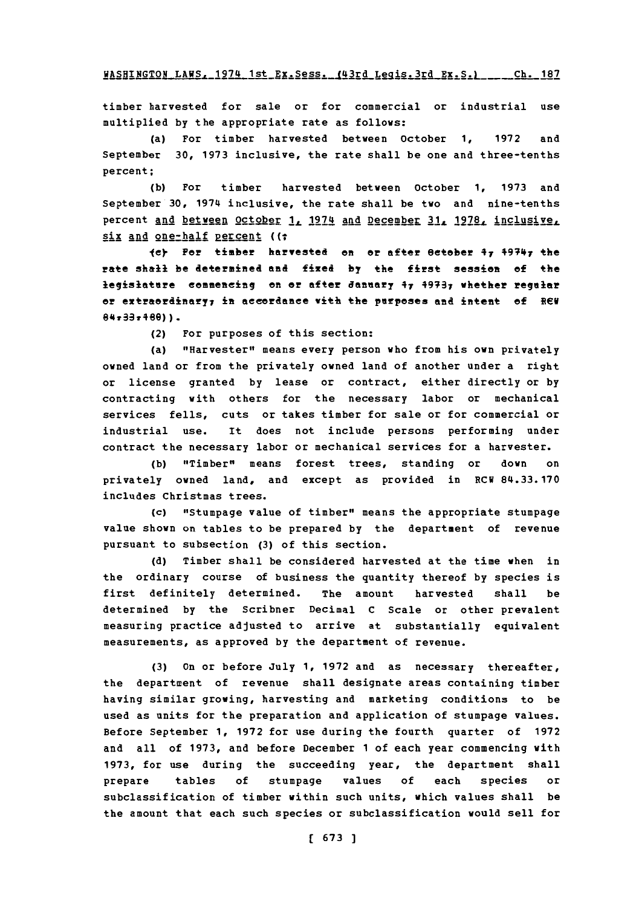timber harvested for sale or for commercial or industrial use multiplied by the appropriate rate as follows:

(a) For timber harvested between October 1, 1972 and September 30, 1973 inclusive, the rate shall be one and three-tenths percent;

(b) For timber harvested between October 1, 1973 and September 30, 1974 inclusive, the rate shall be two and nine-tenths percent and between October 1, 1974 and December 31, 1978, inclusive, six and one-half percent ((;

(c) For timber harvested on or after October 1, 1974, the rate shall be determined and fixed by the first session of the legislature commencing on or after January 1, 1973, whether regular or extraordinary, in accordance with the purposes and intent of RCW 84.33.100)).

(2) For purposes of this section:

(a) "Harvester" means every person who from his own privately owned land or from the privately owned land of another under a right or license granted by lease or contract, either directly or by contracting with others for the necessary labor or mechanical services fells, cuts or takes timber for sale or for commercial or industrial use. It does not include persons performing under contract the necessary labor or mechanical services for a harvester.

(b) "Timber" means forest trees, standing or down on privately owned land, and except as provided in RCW 84.33.170 includes Christmas trees.

(c) "Stumpage value of timber" means the appropriate stumpage value shown on tables to be prepared by the department of revenue pursuant to subsection (3) of this section.

(d) Timber shall be considered harvested at the time when in the ordinary course of business the quantity thereof by species is first definitely determined. The amount harvested shall be determined by the Scribner Decimal C Scale or other prevalent measuring practice adjusted to arrive at substantially equivalent measurements, as approved by the department of revenue.

(3) On or before July 1, 1972 and as necessary thereafter, the department of revenue shall designate areas containing timber having similar growing, harvesting and marketing conditions to be used as units for the preparation and application of stumpage values. Before September 1, 1972 for use during the fourth quarter of 1972 and all of 1973, and before December 1 of each year commencing with 1973, for use during the succeeding year, the department shall prepare tables of stumpage values of each species or subclassification of timber within such units, which values shall be the amount that each such species or subclassification would sell for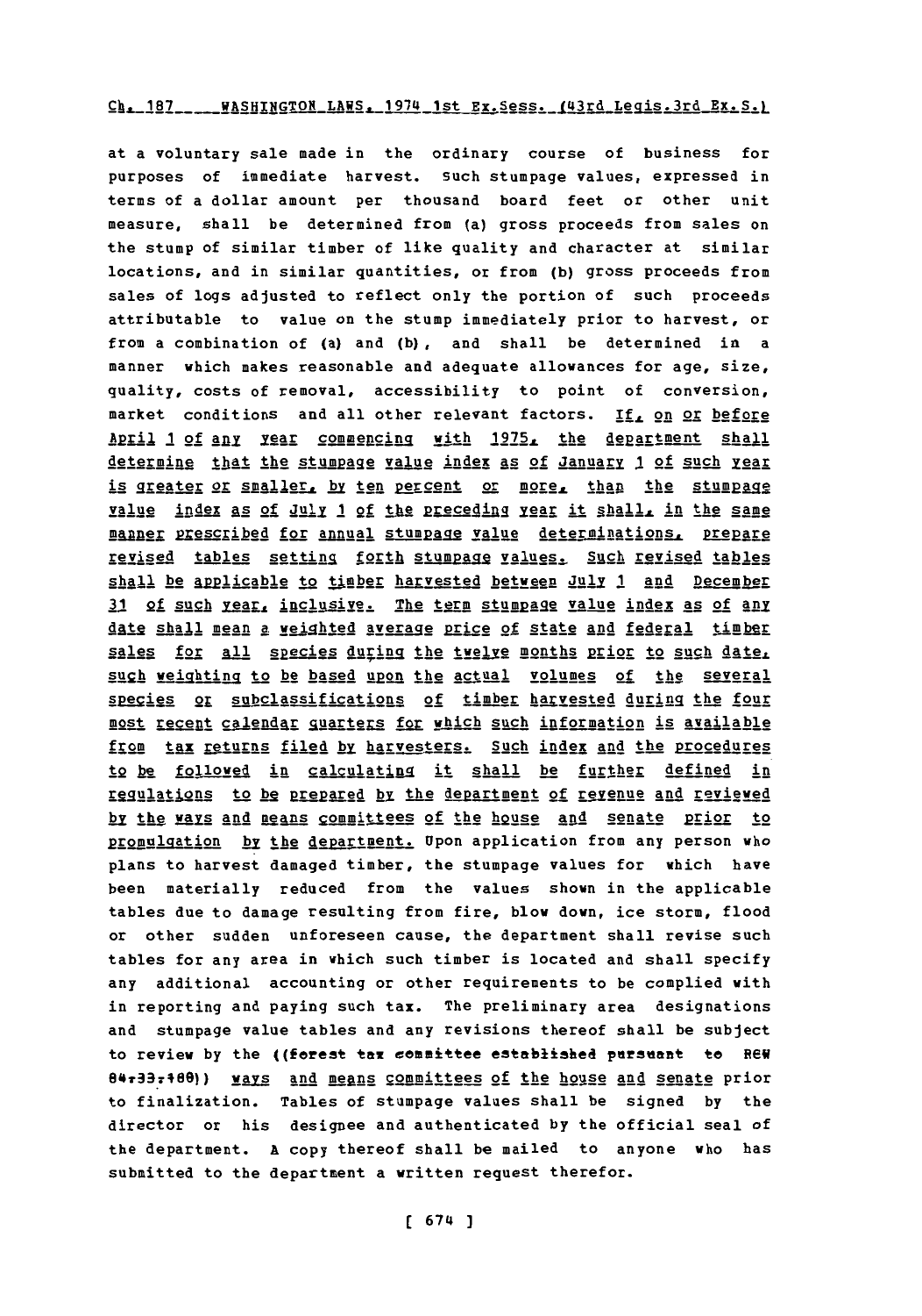at a voluntary sale made in the ordinary course of business for purposes of immediate harvest. Such stumpage values, expressed in terms of a dollar amount per thousand board feet or other unit measure, shall be determined from (a) gross proceeds from sales on the stump of similar timber of like quality and character at similar locations, and in similar quantities, or from (b) gross proceeds from sales of logs adjusted to reflect only the portion of such proceeds attributable to value on the stump immediately prior to harvest, or from a combination of (a) and (b), and shall be determined in a manner which makes reasonable and adequate allowances for age, size, quality, costs of removal, accessibility to point of conversion, market conditions and all other relevant factors. If, on or before April 1 of any year commencing with 1975, the department shall determine that the stumpage value index as of January 1 of such year is greater or smaller, by ten percent or more, than the stumpage value index as of July 1 of the preceding year it shall, in the same manner prescribed for annual stumpage value determinations, prepare revised tables setting forth stumpage values. Such revised tables shall be applicable to timber harvested between July 1 and December 31 of such year, inclusive. The term stumpage value index as of any date shall mean a weighted average price of state and federal timber sales for all species during the twelve months prior to such date, such weighting to be based upon the actual volumes of the several species or subclassifications of timber harvested during the four most recent calendar quarters for which such information is available from tax returns filed by harvesters. Such index and the procedures to be followed in calculating it shall be further defined in regulations to be prepared by the department of revenue and reviewed by the ways and means committees of the house and senate prior to promulgation by the department. Upon application from any person who plans to harvest damaged timber, the stumpage values for which have been materially reduced from the values shown in the applicable tables due to damage resulting from fire, blow down, ice storm, flood or other sudden unforeseen cause, the department shall revise such tables for any area in which such timber is located and shall specify any additional accounting or other requirements to be complied with in reporting and paying such tax. The preliminary area designations and stumpage value tables and any revisions thereof shall be subject to review by the ((forest tax committee established pursuant to RCW 84.33.180)) ways and means committees of the house and senate prior to finalization. Tables of stumpage values shall be signed by the director or his designee and authenticated by the official seal of the department. A copy thereof shall be mailed to anyone who has submitted to the department a written request therefor.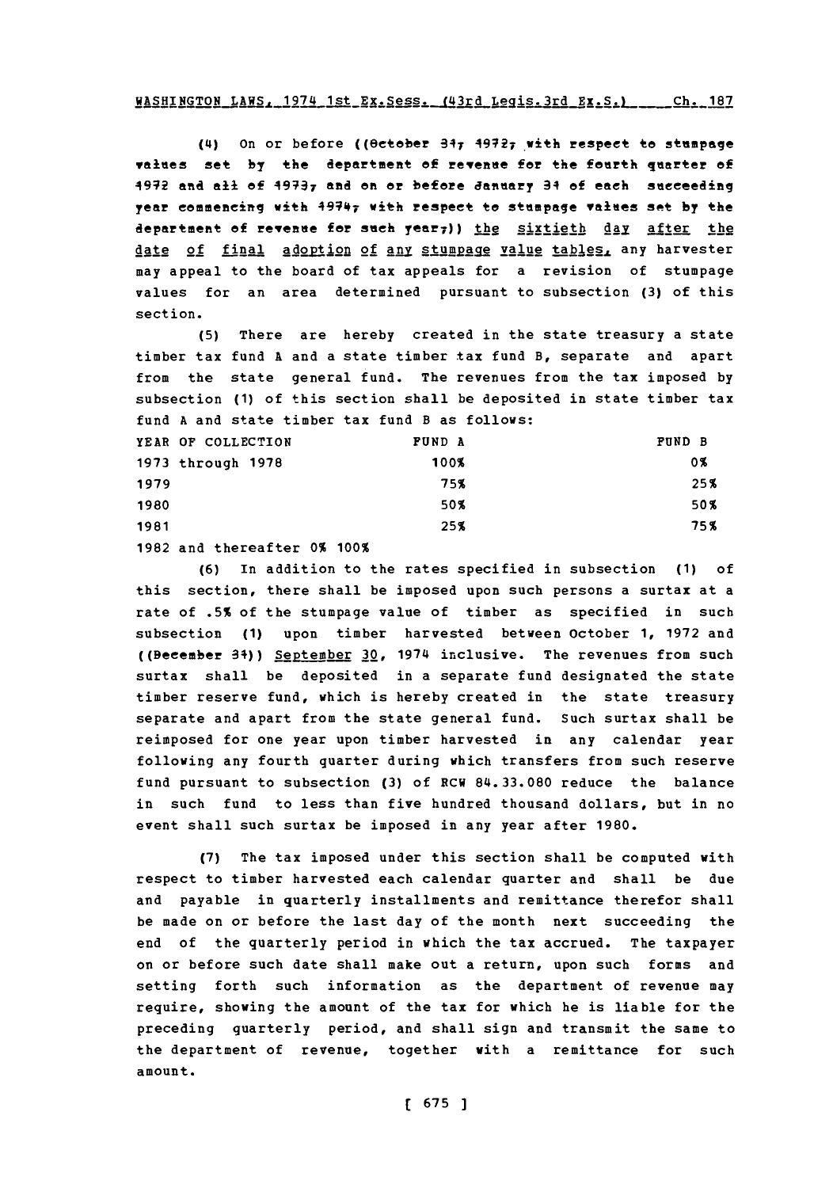(4) On or before ((October 31, 1972, with respect to stumpage values set by the department of revenue for the fourth quarter of 1972 and all of 1973, and on or before January 31 of each succeeding year commencing with 1974, with respect to stumpage values set by the department of revenue for such year,)) the sixtieth day after the date of final adoption of any stumpage value tables, any harvester may appeal to the board of tax appeals for a revision of stumpage values for an area determined pursuant to subsection (3) of this section.

(5) There are hereby created in the state treasury a state timber tax fund A and a state timber tax fund B, separate and apart from the state general fund. The revenues from the tax imposed by subsection (1) of this section shall be deposited in state timber tax fund A and state timber tax fund B as follows:

| YEAR OF COLLECTION | FUND A | FUND B |
|---|---|---|
| 1973 through 1978 | 100% | 0% |
| 1979 | 75% | 25% |
| 1980 | 50% | 50% |
| 1981 | 25% | 75% |
| 1982 and thereafter | 0% | 100% |

(6) In addition to the rates specified in subsection (1) of this section, there shall be imposed upon such persons a surtax at a rate of .5% of the stumpage value of timber as specified in such subsection (1) upon timber harvested between October 1, 1972 and ((December 31)) September 30, 1974 inclusive. The revenues from such surtax shall be deposited in a separate fund designated the state timber reserve fund, which is hereby created in the state treasury separate and apart from the state general fund. Such surtax shall be reimposed for one year upon timber harvested in any calendar year following any fourth quarter during which transfers from such reserve fund pursuant to subsection (3) of RCW 84.33.080 reduce the balance in such fund to less than five hundred thousand dollars, but in no event shall such surtax be imposed in any year after 1980.

(7) The tax imposed under this section shall be computed with respect to timber harvested each calendar quarter and shall be due and payable in quarterly installments and remittance therefor shall be made on or before the last day of the month next succeeding the end of the quarterly period in which the tax accrued. The taxpayer on or before such date shall make out a return, upon such forms and setting forth such information as the department of revenue may require, showing the amount of the tax for which he is liable for the preceding quarterly period, and shall sign and transmit the same to the department of revenue, together with a remittance for such amount.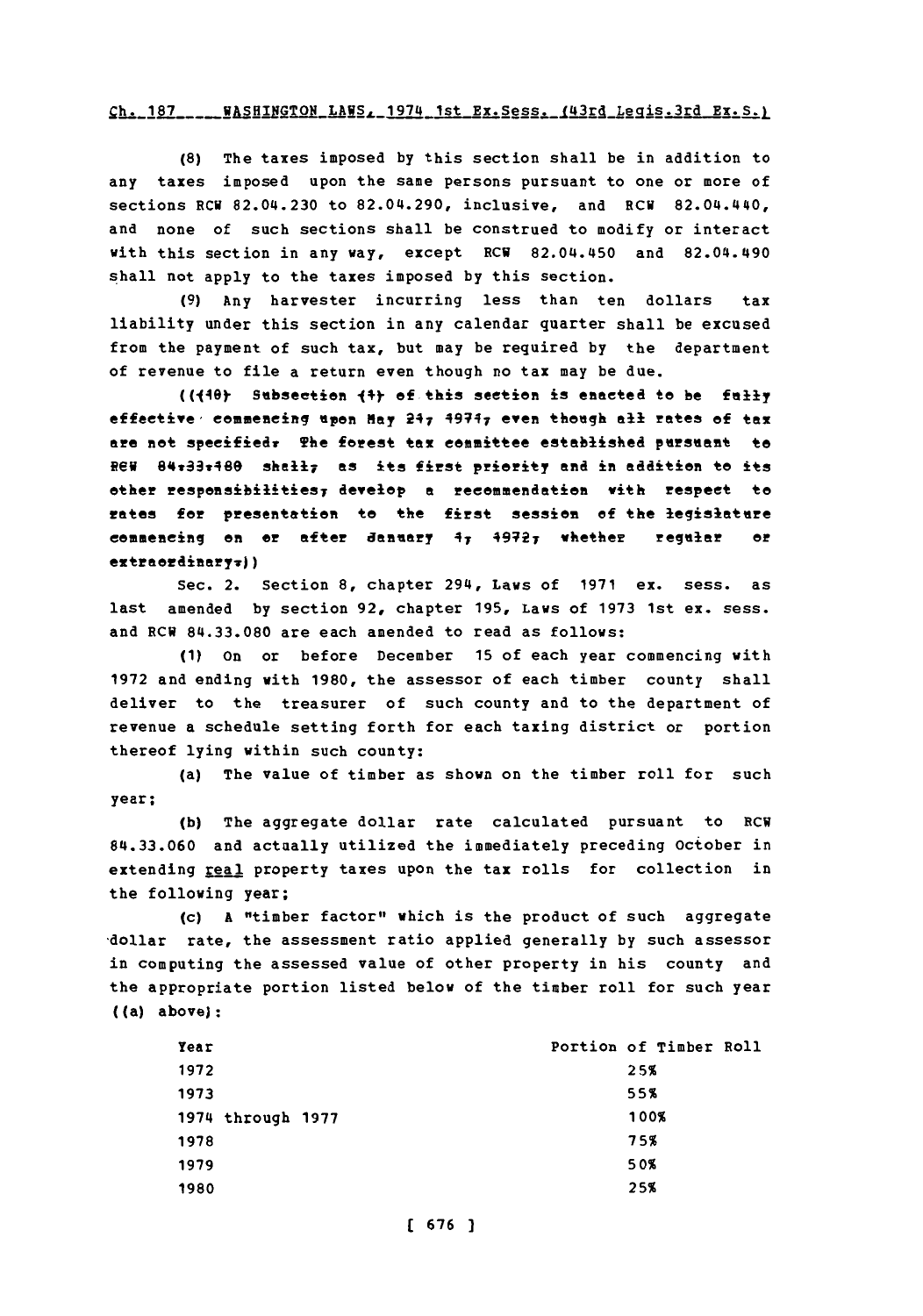(8) The taxes imposed by this section shall be in addition to any taxes imposed upon the same persons pursuant to one or more of sections RCW 82.04.230 to 82.04.290, inclusive, and RCW 82.04.440, and none of such sections shall be construed to modify or interact with this section in any way, except RCW 82.04.450 and 82.04.490 shall not apply to the taxes imposed by this section.

(9) Any harvester incurring less than ten dollars tax liability under this section in any calendar quarter shall be excused from the payment of such tax, but may be required by the department of revenue to file a return even though no tax may be due.

(((10) Subsection (1) of this section is enacted to be fully effective commencing upon May 21, 1971, even though all rates of tax are not specified. The forest tax committee established pursuant to RCW 84.33.180 shall, as its first priority and in addition to its other responsibilities, develop a recommendation with respect to rates for presentation to the first session of the legislature commencing on or after January 1, 1972, whether regular or extraordinary.))

Sec. 2. Section 8, chapter 294, Laws of 1971 ex. sess. as last amended by section 92, chapter 195, Laws of 1973 1st ex. sess. and RCW 84.33.080 are each amended to read as follows:

(1) On or before December 15 of each year commencing with 1972 and ending with 1980, the assessor of each timber county shall deliver to the treasurer of such county and to the department of revenue a schedule setting forth for each taxing district or portion thereof lying within such county:

(a) The value of timber as shown on the timber roll for such year;

(b) The aggregate dollar rate calculated pursuant to RCW 84.33.060 and actually utilized the immediately preceding October in extending real property taxes upon the tax rolls for collection in the following year;

(c) A "timber factor" which is the product of such aggregate dollar rate, the assessment ratio applied generally by such assessor in computing the assessed value of other property in his county and the appropriate portion listed below of the timber roll for such year ((a) above):

| Year | Portion of Timber Roll |
|---|---|
| 1972 | 25% |
| 1973 | 55% |
| 1974 through 1977 | 100% |
| 1978 | 75% |
| 1979 | 50% |
| 1980 | 25% |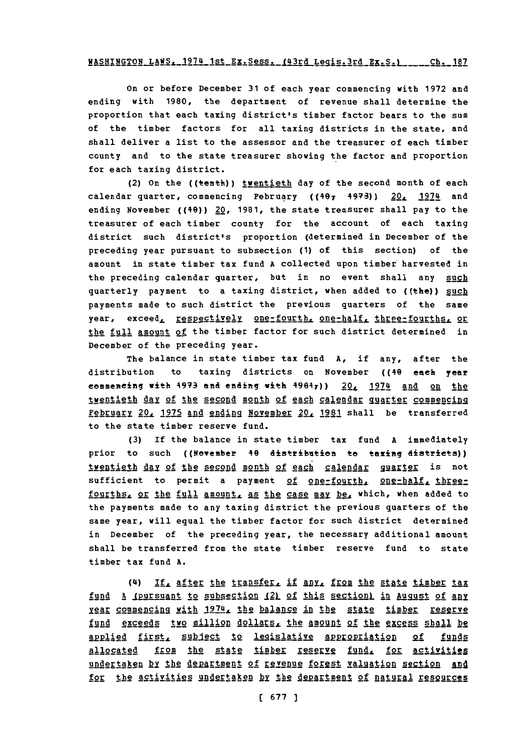On or before December 31 of each year commencing with 1972 and ending with 1980, the department of revenue shall determine the proportion that each taxing district's timber factor bears to the sum of the timber factors for all taxing districts in the state, and shall deliver a list to the assessor and the treasurer of each timber county and to the state treasurer showing the factor and proportion for each taxing district.

(2) On the ((tenth)) twentieth day of the second month of each calendar quarter, commencing February ((10, 1973)) 20, 1974 and ending November ((10)) 20, 1981, the state treasurer shall pay to the treasurer of each timber county for the account of each taxing district such district's proportion (determined in December of the preceding year pursuant to subsection (1) of this section) of the amount in state timber tax fund A collected upon timber harvested in the preceding calendar quarter, but in no event shall any such quarterly payment to a taxing district, when added to ((the)) such payments made to such district the previous quarters of the same year, exceed, respectively one-fourth, one-half, three-fourths, or the full amount of the timber factor for such district determined in December of the preceding year.

The balance in state timber tax fund A, if any, after the distribution to taxing districts on November ((10 each year commencing with 1973 and ending with 1981,)) 20, 1974 and on the twentieth day of the second month of each calendar quarter commencing February 20, 1975 and ending November 20, 1981 shall be transferred to the state timber reserve fund.

(3) If the balance in state timber tax fund A immediately prior to such ((November 10 distribution to taxing districts)) twentieth day of the second month of each calendar quarter is not sufficient to permit a payment of one-fourth, one-half, three-fourths, or the full amount, as the case may be, which, when added to the payments made to any taxing district the previous quarters of the same year, will equal the timber factor for such district determined in December of the preceding year, the necessary additional amount shall be transferred from the state timber reserve fund to state timber tax fund A.

(4) If, after the transfer, if any, from the state timber tax fund A (pursuant to subsection (2) of this section) in August of any year commencing with 1974, the balance in the state timber reserve fund exceeds two million dollars, the amount of the excess shall be applied first, subject to legislative appropriation of funds allocated from the state timber reserve fund, for activities undertaken by the department of revenue forest valuation section and for the activities undertaken by the department of natural resources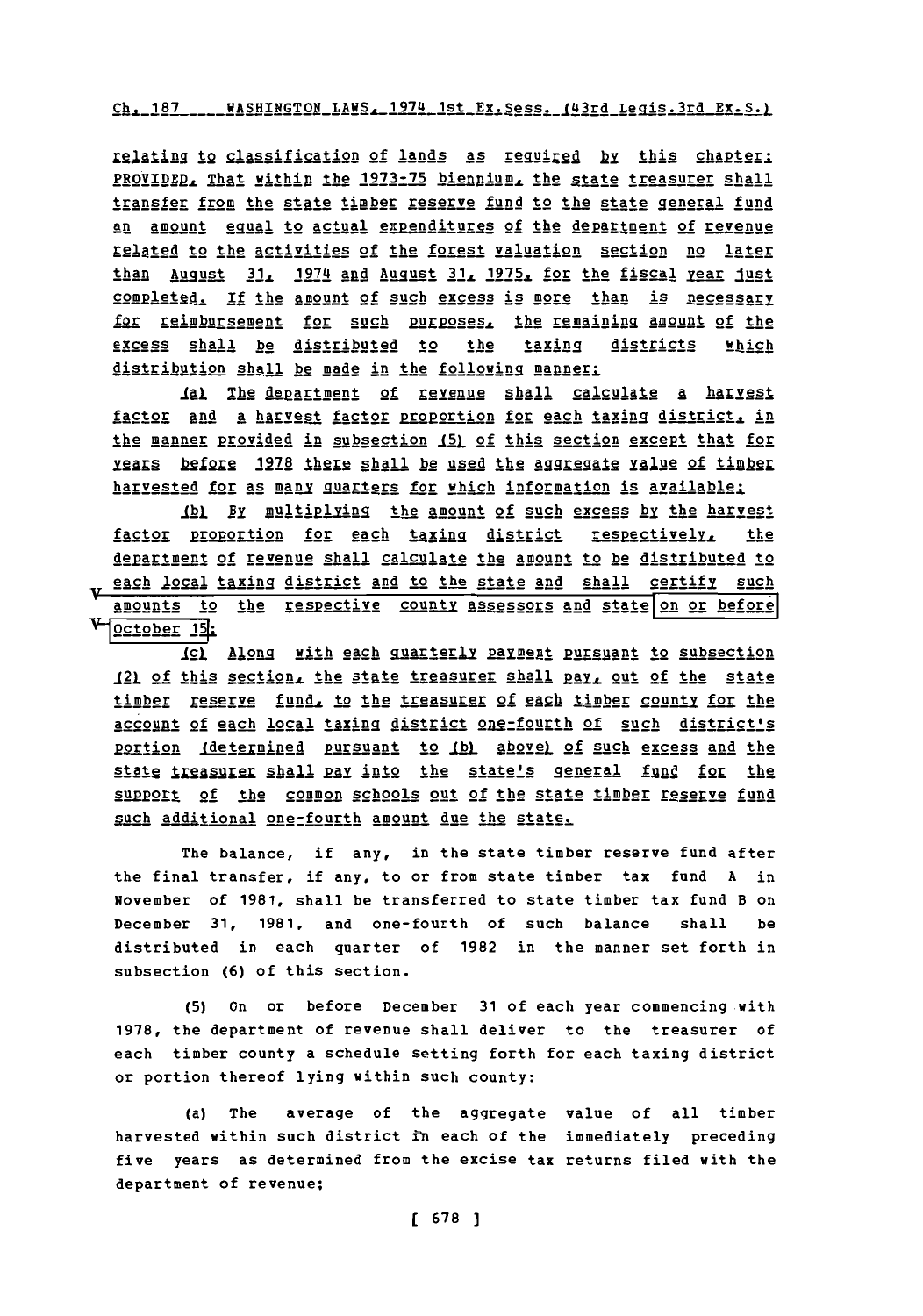relating to classification of lands as required by this chapter: PROVIDED, That within the 1973-75 biennium, the state treasurer shall transfer from the state timber reserve fund to the state general fund an amount equal to actual expenditures of the department of revenue related to the activities of the forest valuation section no later than August 31, 1974 and August 31, 1975, for the fiscal year just completed. If the amount of such excess is more than is necessary for reimbursement for such purposes, the remaining amount of the excess shall be distributed to the taxing districts which distribution shall be made in the following manner:

(a) The department of revenue shall calculate a harvest factor and a harvest factor proportion for each taxing district, in the manner provided in subsection (5) of this section except that for years before 1978 there shall be used the aggregate value of timber harvested for as many quarters for which information is available;

(b) By multiplying the amount of such excess by the harvest factor proportion for each taxing district respectively, the department of revenue shall calculate the amount to be distributed to each local taxing district and to the state and shall certify such amounts to the respective county assessors and state on or before October 15;

(c) Along with each quarterly payment pursuant to subsection (2) of this section, the state treasurer shall pay, out of the state timber reserve fund, to the treasurer of each timber county for the account of each local taxing district one-fourth of such district's portion (determined pursuant to (b) above) of such excess and the state treasurer shall pay into the state's general fund for the support of the common schools out of the state timber reserve fund such additional one-fourth amount due the state.

The balance, if any, in the state timber reserve fund after the final transfer, if any, to or from state timber tax fund A in November of 1981, shall be transferred to state timber tax fund B on December 31, 1981, and one-fourth of such balance shall be distributed in each quarter of 1982 in the manner set forth in subsection (6) of this section.

(5) On or before December 31 of each year commencing with 1978, the department of revenue shall deliver to the treasurer of each timber county a schedule setting forth for each taxing district or portion thereof lying within such county:

(a) The average of the aggregate value of all timber harvested within such district in each of the immediately preceding five years as determined from the excise tax returns filed with the department of revenue;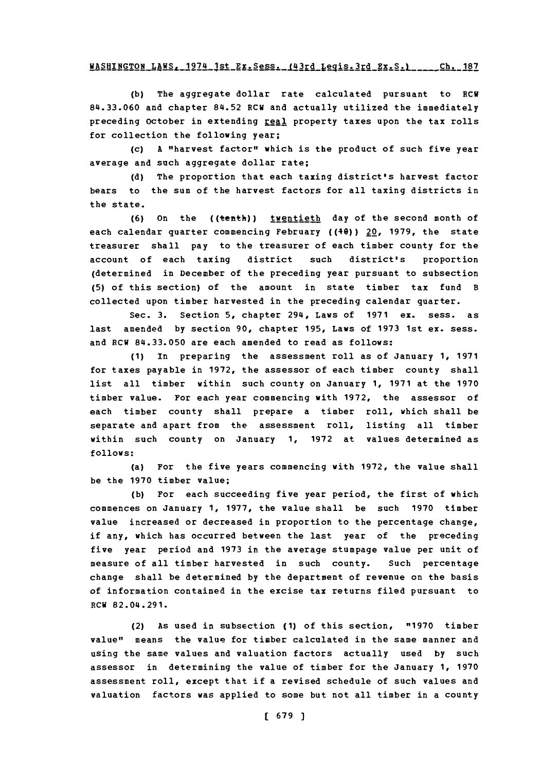(b) The aggregate dollar rate calculated pursuant to RCW 84.33.060 and chapter 84.52 RCW and actually utilized the immediately preceding October in extending real property taxes upon the tax rolls for collection the following year;

(c) A "harvest factor" which is the product of such five year average and such aggregate dollar rate;

(d) The proportion that each taxing district's harvest factor bears to the sum of the harvest factors for all taxing districts in the state.

(6) On the ((tenth)) twentieth day of the second month of each calendar quarter commencing February ((10)) 20, 1979, the state treasurer shall pay to the treasurer of each timber county for the account of each taxing district such district's proportion (determined in December of the preceding year pursuant to subsection (5) of this section) of the amount in state timber tax fund B collected upon timber harvested in the preceding calendar quarter.

Sec. 3. Section 5, chapter 294, Laws of 1971 ex. sess. as last amended by section 90, chapter 195, Laws of 1973 1st ex. sess. and RCW 84.33.050 are each amended to read as follows:

(1) In preparing the assessment roll as of January 1, 1971 for taxes payable in 1972, the assessor of each timber county shall list all timber within such county on January 1, 1971 at the 1970 timber value. For each year commencing with 1972, the assessor of each timber county shall prepare a timber roll, which shall be separate and apart from the assessment roll, listing all timber within such county on January 1, 1972 at values determined as follows:

(a) For the five years commencing with 1972, the value shall be the 1970 timber value;

(b) For each succeeding five year period, the first of which commences on January 1, 1977, the value shall be such 1970 timber value increased or decreased in proportion to the percentage change, if any, which has occurred between the last year of the preceding five year period and 1973 in the average stumpage value per unit of measure of all timber harvested in such county. Such percentage change shall be determined by the department of revenue on the basis of information contained in the excise tax returns filed pursuant to RCW 82.04.291.

(2) As used in subsection (1) of this section, "1970 timber value" means the value for timber calculated in the same manner and using the same values and valuation factors actually used by such assessor in determining the value of timber for the January 1, 1970 assessment roll, except that if a revised schedule of such values and valuation factors was applied to some but not all timber in a county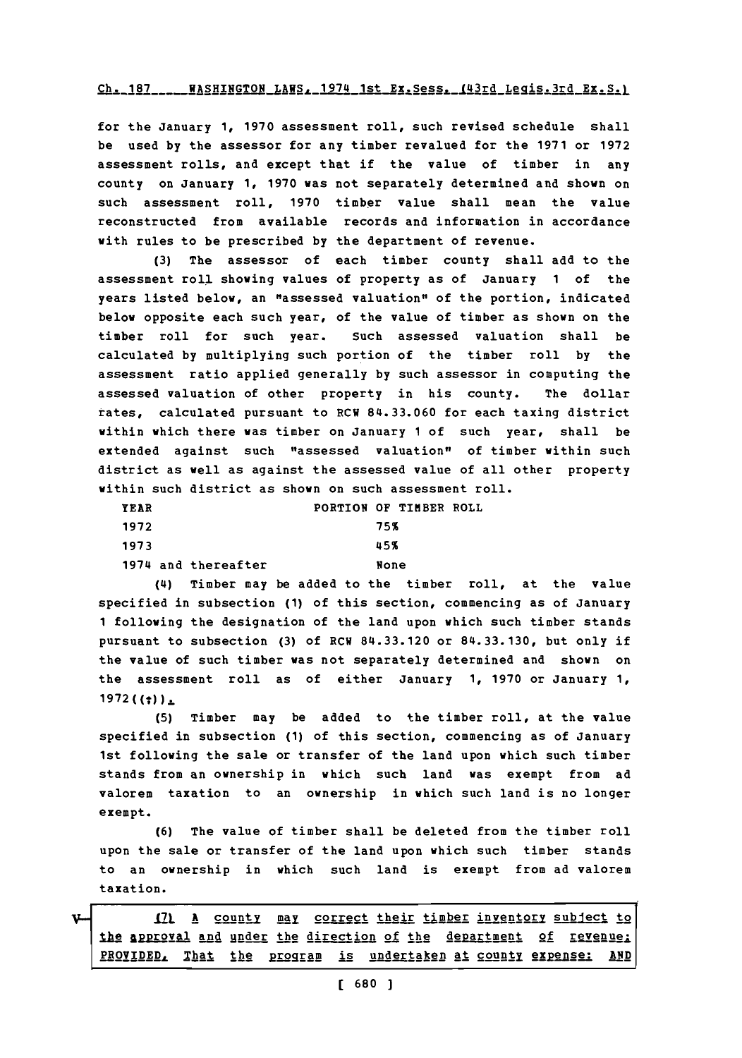for the January 1, 1970 assessment roll, such revised schedule shall be used by the assessor for any timber revalued for the 1971 or 1972 assessment rolls, and except that if the value of timber in any county on January 1, 1970 was not separately determined and shown on such assessment roll, 1970 timber value shall mean the value reconstructed from available records and information in accordance with rules to be prescribed by the department of revenue.

(3) The assessor of each timber county shall add to the assessment roll showing values of property as of January 1 of the years listed below, an "assessed valuation" of the portion, indicated below opposite each such year, of the value of timber as shown on the timber roll for such year. Such assessed valuation shall be calculated by multiplying such portion of the timber roll by the assessment ratio applied generally by such assessor in computing the assessed valuation of other property in his county. The dollar rates, calculated pursuant to RCW 84.33.060 for each taxing district within which there was timber on January 1 of such year, shall be extended against such "assessed valuation" of timber within such district as well as against the assessed value of all other property within such district as shown on such assessment roll.

| YEAR | PORTION OF TIMBER ROLL |
|---|---|
| 1972 | 75% |
| 1973 | 45% |
| 1974 and thereafter | None |

(4) Timber may be added to the timber roll, at the value specified in subsection (1) of this section, commencing as of January 1 following the designation of the land upon which such timber stands pursuant to subsection (3) of RCW 84.33.120 or 84.33.130, but only if the value of such timber was not separately determined and shown on the assessment roll as of either January 1, 1970 or January 1, 1972((;))_.

(5) Timber may be added to the timber roll, at the value specified in subsection (1) of this section, commencing as of January 1st following the sale or transfer of the land upon which such timber stands from an ownership in which such land was exempt from ad valorem taxation to an ownership in which such land is no longer exempt.

(6) The value of timber shall be deleted from the timber roll upon the sale or transfer of the land upon which such timber stands to an ownership in which such land is exempt from ad valorem taxation.

_(7) A county may correct their timber inventory subject to the approval and under the direction of the department of revenue: PROVIDED, That the program is undertaken at county expense: AND_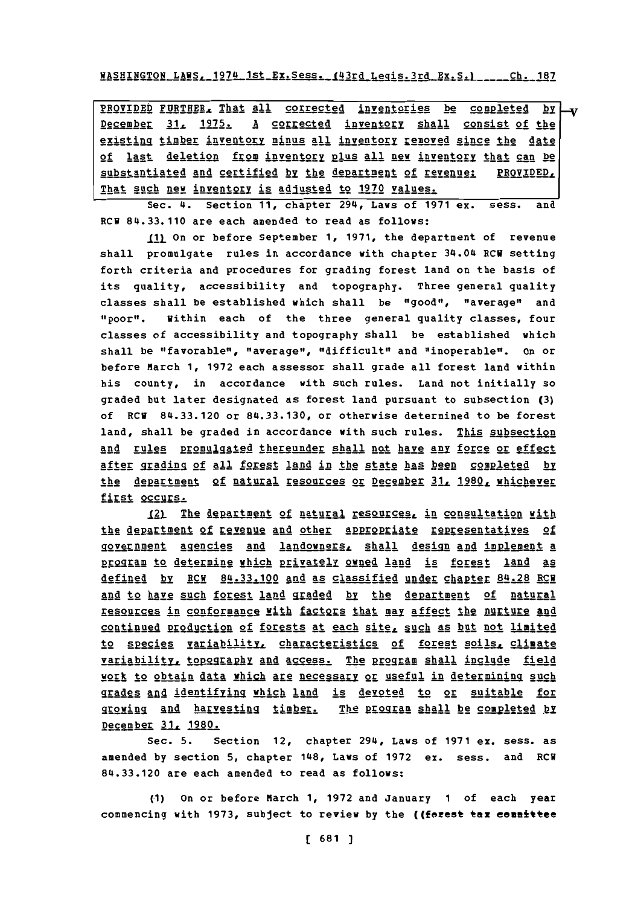PROVIDED FURTHER, That all corrected inventories be completed by December 31, 1975. A corrected inventory shall consist of the existing timber inventory minus all inventory removed since the date of last deletion from inventory plus all new inventory that can be substantiated and certified by the department of revenue: PROVIDED, That such new inventory is adjusted to 1970 values.

Sec. 4. Section 11, chapter 294, Laws of 1971 ex. sess. and RCW 84.33.110 are each amended to read as follows:

(1) On or before September 1, 1971, the department of revenue shall promulgate rules in accordance with chapter 34.04 RCW setting forth criteria and procedures for grading forest land on the basis of its quality, accessibility and topography. Three general quality classes shall be established which shall be "good", "average" and "poor". Within each of the three general quality classes, four classes of accessibility and topography shall be established which shall be "favorable", "average", "difficult" and "inoperable". On or before March 1, 1972 each assessor shall grade all forest land within his county, in accordance with such rules. Land not initially so graded but later designated as forest land pursuant to subsection (3) of RCW 84.33.120 or 84.33.130, or otherwise determined to be forest land, shall be graded in accordance with such rules. This subsection and rules promulgated thereunder shall not have any force or effect after grading of all forest land in the state has been completed by the department of natural resources or December 31, 1980, whichever first occurs.

(2) The department of natural resources, in consultation with the department of revenue and other appropriate representatives of government agencies and landowners, shall design and implement a program to determine which privately owned land is forest land as defined by RCW 84.33.100 and as classified under chapter 84.28 RCW and to have such forest land graded by the department of natural resources in conformance with factors that may affect the nurture and continued production of forests at each site, such as but not limited to species variability, characteristics of forest soils, climate variability, topography and access. The program shall include field work to obtain data which are necessary or useful in determining such grades and identifying which land is devoted to or suitable for growing and harvesting timber. The program shall be completed by December 31, 1980.

Sec. 5. Section 12, chapter 294, Laws of 1971 ex. sess. as amended by section 5, chapter 148, Laws of 1972 ex. sess. and RCW 84.33.120 are each amended to read as follows:

(1) On or before March 1, 1972 and January 1 of each year commencing with 1973, subject to review by the ((forest tax committee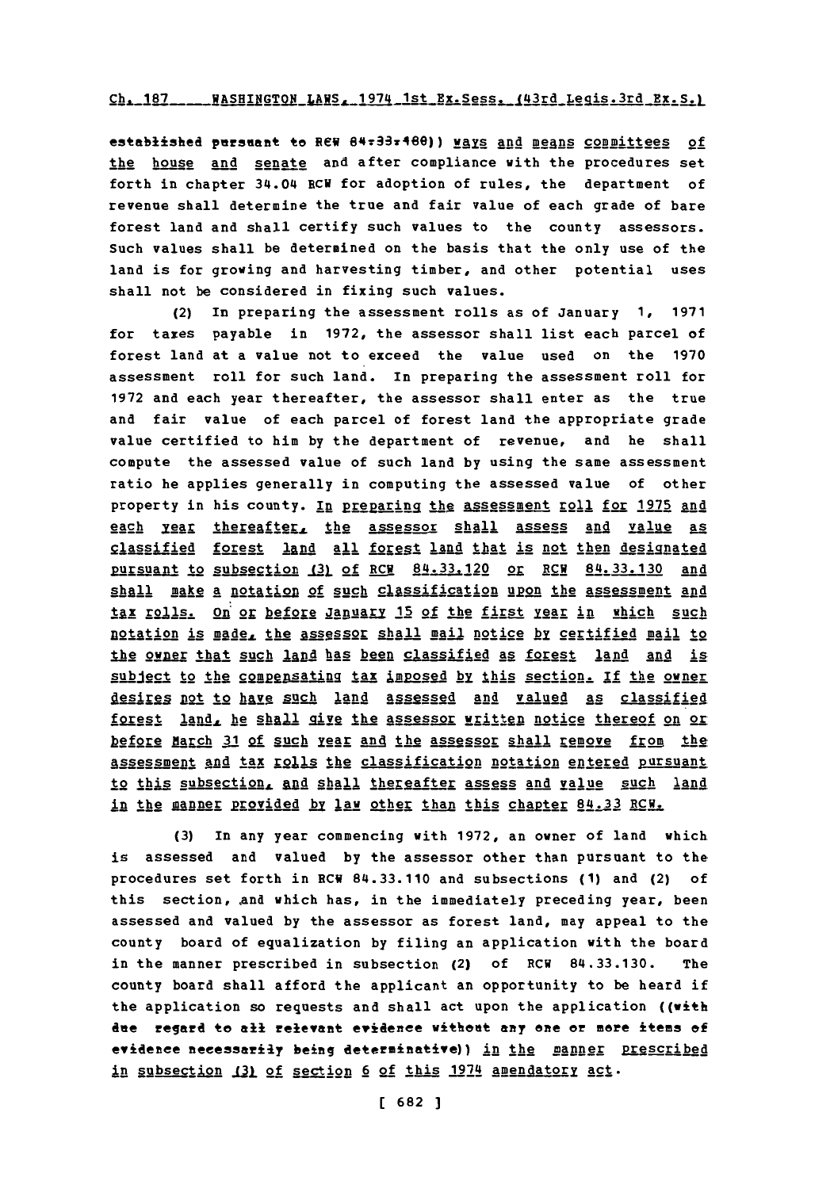established pursuant to RCW 84.33.100)) ways and means committees of the house and senate and after compliance with the procedures set forth in chapter 34.04 RCW for adoption of rules, the department of revenue shall determine the true and fair value of each grade of bare forest land and shall certify such values to the county assessors. Such values shall be determined on the basis that the only use of the land is for growing and harvesting timber, and other potential uses shall not be considered in fixing such values.

(2) In preparing the assessment rolls as of January 1, 1971 for taxes payable in 1972, the assessor shall list each parcel of forest land at a value not to exceed the value used on the 1970 assessment roll for such land. In preparing the assessment roll for 1972 and each year thereafter, the assessor shall enter as the true and fair value of each parcel of forest land the appropriate grade value certified to him by the department of revenue, and he shall compute the assessed value of such land by using the same assessment ratio he applies generally in computing the assessed value of other property in his county. In preparing the assessment roll for 1975 and each year thereafter, the assessor shall assess and value as classified forest land all forest land that is not then designated pursuant to subsection (3) of RCW 84.33.120 or RCW 84.33.130 and shall make a notation of such classification upon the assessment and tax rolls. On or before January 15 of the first year in which such notation is made, the assessor shall mail notice by certified mail to the owner that such land has been classified as forest land and is subject to the compensating tax imposed by this section. If the owner desires not to have such land assessed and valued as classified forest land, he shall give the assessor written notice thereof on or before March 31 of such year and the assessor shall remove from the assessment and tax rolls the classification notation entered pursuant to this subsection, and shall thereafter assess and value such land in the manner provided by law other than this chapter 84.33 RCW.

(3) In any year commencing with 1972, an owner of land which is assessed and valued by the assessor other than pursuant to the procedures set forth in RCW 84.33.110 and subsections (1) and (2) of this section, and which has, in the immediately preceding year, been assessed and valued by the assessor as forest land, may appeal to the county board of equalization by filing an application with the board in the manner prescribed in subsection (2) of RCW 84.33.130. The county board shall afford the applicant an opportunity to be heard if the application so requests and shall act upon the application ((with due regard to all relevant evidence without any one or more items of evidence necessarily being determinative)) in the manner prescribed in subsection (3) of section 6 of this 1974 amendatory act.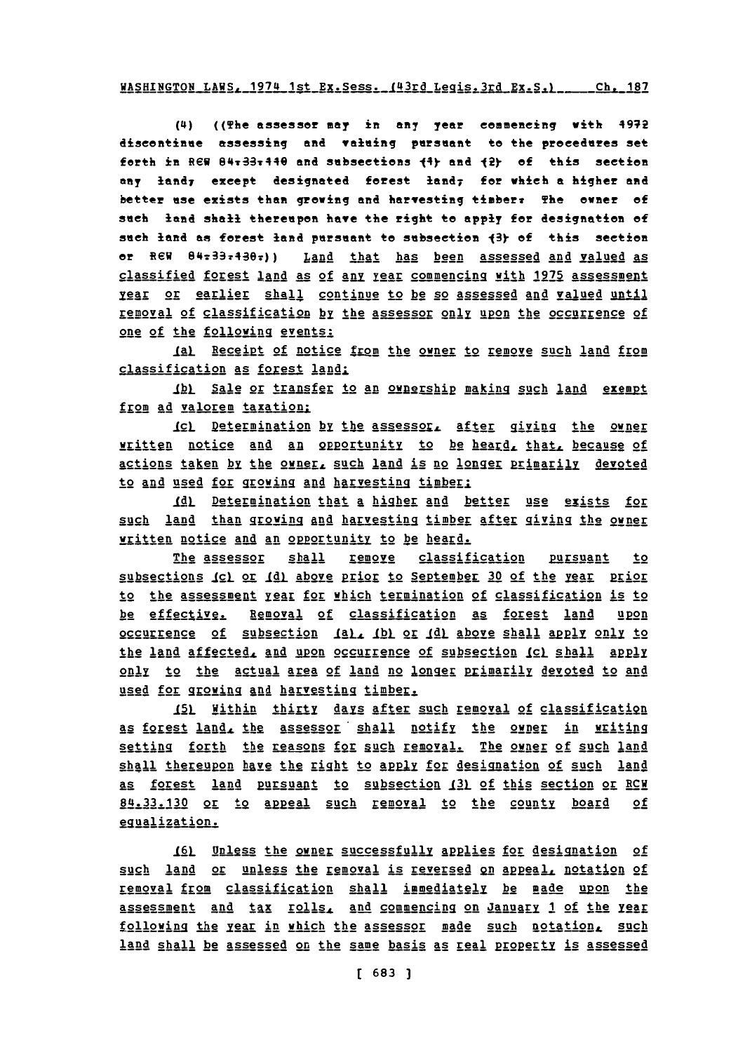(4) ((The assessor may in any year commencing with 1972 discontinue assessing and valuing pursuant to the procedures set forth in RCW 84.33.110 and subsections (1) and (2) of this section any land, except designated forest land, for which a higher and better use exists than growing and harvesting timber. The owner of such land shall thereupon have the right to apply for designation of such land as forest land pursuant to subsection (3) of this section or RCW 84.33.130.)) Land that has been assessed and valued as classified forest land as of any year commencing with 1975 assessment year or earlier shall continue to be so assessed and valued until removal of classification by the assessor only upon the occurrence of one of the following events:

(a) Receipt of notice from the owner to remove such land from classification as forest land;

(b) Sale or transfer to an ownership making such land exempt from ad valorem taxation;

(c) Determination by the assessor, after giving the owner written notice and an opportunity to be heard, that, because of actions taken by the owner, such land is no longer primarily devoted to and used for growing and harvesting timber;

(d) Determination that a higher and better use exists for such land than growing and harvesting timber after giving the owner written notice and an opportunity to be heard.

The assessor shall remove classification pursuant to subsections (c) or (d) above prior to September 30 of the year prior to the assessment year for which termination of classification is to be effective. Removal of classification as forest land upon occurrence of subsection (a), (b) or (d) above shall apply only to the land affected, and upon occurrence of subsection (c) shall apply only to the actual area of land no longer primarily devoted to and used for growing and harvesting timber.

(5) Within thirty days after such removal of classification as forest land, the assessor shall notify the owner in writing setting forth the reasons for such removal. The owner of such land shall thereupon have the right to apply for designation of such land as forest land pursuant to subsection (3) of this section or RCW 84.33.130 or to appeal such removal to the county board of equalization.

(6) Unless the owner successfully applies for designation of such land or unless the removal is reversed on appeal, notation of removal from classification shall immediately be made upon the assessment and tax rolls, and commencing on January 1 of the year following the year in which the assessor made such notation, such land shall be assessed on the same basis as real property is assessed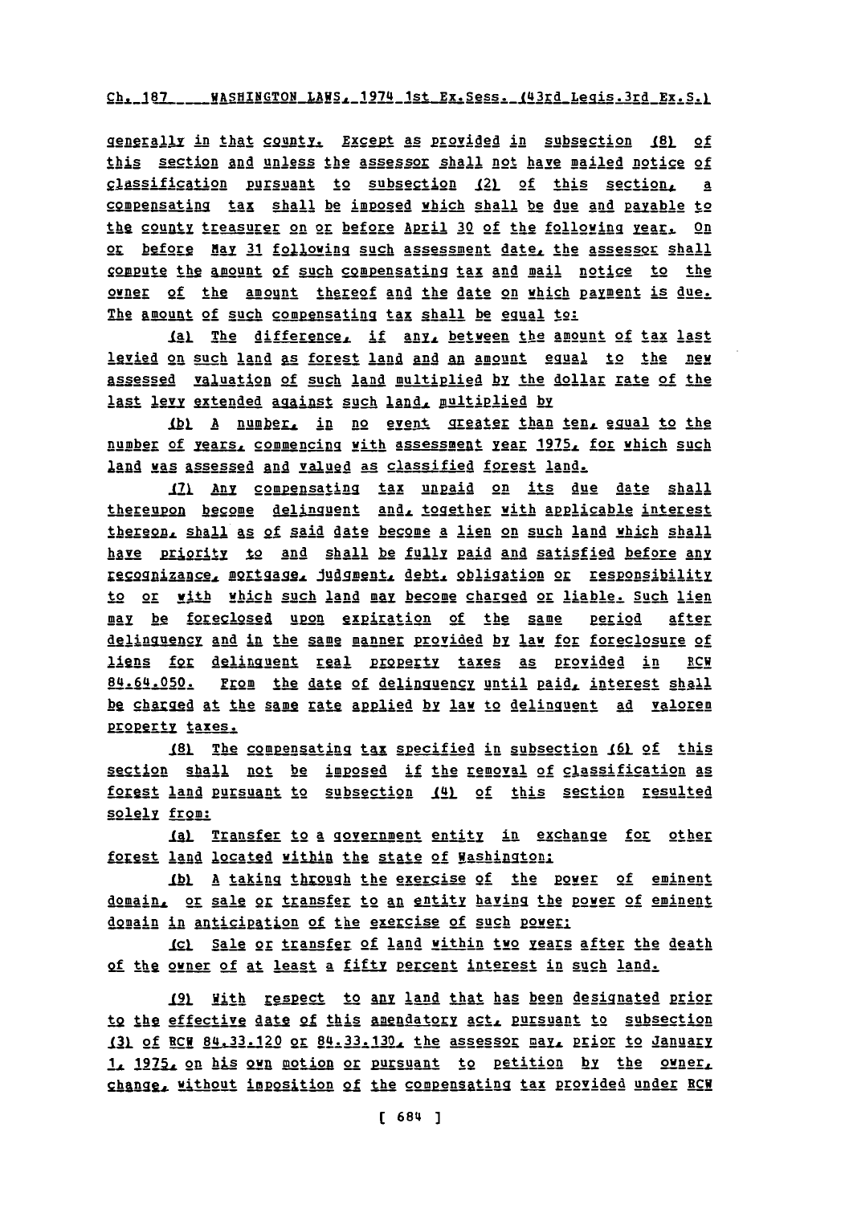generally in that county. Except as provided in subsection (8) of this section and unless the assessor shall not have mailed notice of classification pursuant to subsection (2) of this section, a compensating tax shall be imposed which shall be due and payable to the county treasurer on or before April 30 of the following year. On or before May 31 following such assessment date, the assessor shall compute the amount of such compensating tax and mail notice to the owner of the amount thereof and the date on which payment is due. The amount of such compensating tax shall be equal to:

(a) The difference, if any, between the amount of tax last levied on such land as forest land and an amount equal to the new assessed valuation of such land multiplied by the dollar rate of the last levy extended against such land, multiplied by

(b) A number, in no event greater than ten, equal to the number of years, commencing with assessment year 1975, for which such land was assessed and valued as classified forest land.

(7) Any compensating tax unpaid on its due date shall thereupon become delinquent and, together with applicable interest thereon, shall as of said date become a lien on such land which shall have priority to and shall be fully paid and satisfied before any recognizance, mortgage, judgment, debt, obligation or responsibility to or with which such land may become charged or liable. Such lien may be foreclosed upon expiration of the same period after delinquency and in the same manner provided by law for foreclosure of liens for delinquent real property taxes as provided in RCW 84.64.050. From the date of delinquency until paid, interest shall be charged at the same rate applied by law to delinquent ad valorem property taxes.

(8) The compensating tax specified in subsection (6) of this section shall not be imposed if the removal of classification as forest land pursuant to subsection (4) of this section resulted solely from:

(a) Transfer to a government entity in exchange for other forest land located within the state of Washington;

(b) A taking through the exercise of the power of eminent domain, or sale or transfer to an entity having the power of eminent domain in anticipation of the exercise of such power;

(c) Sale or transfer of land within two years after the death of the owner of at least a fifty percent interest in such land.

(9) With respect to any land that has been designated prior to the effective date of this amendatory act, pursuant to subsection (3) of RCW 84.33.120 or 84.33.130, the assessor may, prior to January 1, 1975, on his own motion or pursuant to petition by the owner, change, without imposition of the compensating tax provided under RCW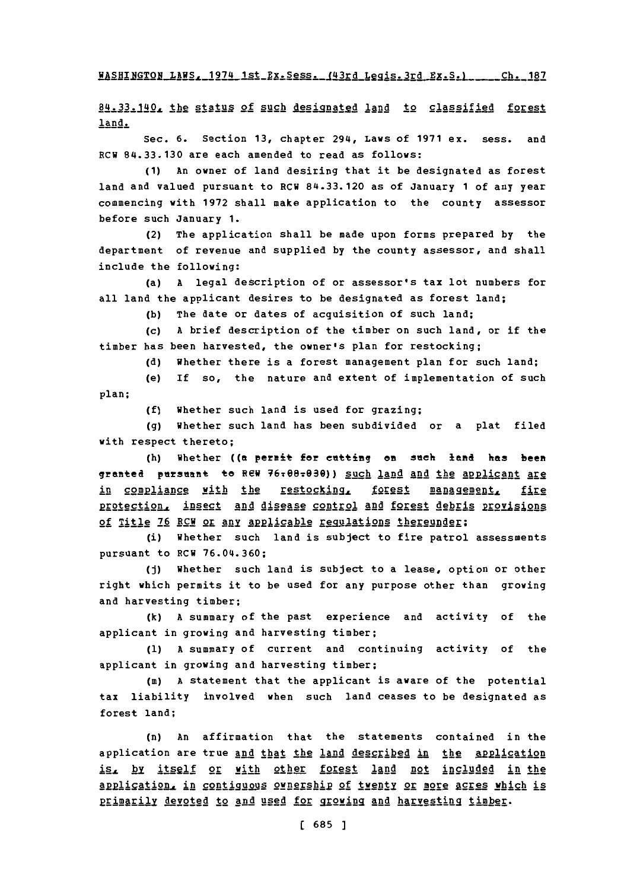84.33.140, the status of such designated land to classified forest land.

Sec. 6. Section 13, chapter 294, Laws of 1971 ex. sess. and RCW 84.33.130 are each amended to read as follows:

(1) An owner of land desiring that it be designated as forest land and valued pursuant to RCW 84.33.120 as of January 1 of any year commencing with 1972 shall make application to the county assessor before such January 1.

(2) The application shall be made upon forms prepared by the department of revenue and supplied by the county assessor, and shall include the following:

(a) A legal description of or assessor's tax lot numbers for all land the applicant desires to be designated as forest land;

(b) The date or dates of acquisition of such land;

(c) A brief description of the timber on such land, or if the timber has been harvested, the owner's plan for restocking;

(d) Whether there is a forest management plan for such land;

(e) If so, the nature and extent of implementation of such plan;

(f) Whether such land is used for grazing;

(g) Whether such land has been subdivided or a plat filed with respect thereto;

(h) Whether ((a permit for cutting on such land has been granted pursuant to RCW 76.08.030)) such land and the applicant are in compliance with the restocking, forest management, fire protection, insect and disease control and forest debris provisions of Title 76 RCW or any applicable regulations thereunder;

(i) Whether such land is subject to fire patrol assessments pursuant to RCW 76.04.360;

(j) Whether such land is subject to a lease, option or other right which permits it to be used for any purpose other than growing and harvesting timber;

(k) A summary of the past experience and activity of the applicant in growing and harvesting timber;

(l) A summary of current and continuing activity of the applicant in growing and harvesting timber;

(m) A statement that the applicant is aware of the potential tax liability involved when such land ceases to be designated as forest land;

(n) An affirmation that the statements contained in the application are true and that the land described in the application is, by itself or with other forest land not included in the application, in contiguous ownership of twenty or more acres which is primarily devoted to and used for growing and harvesting timber.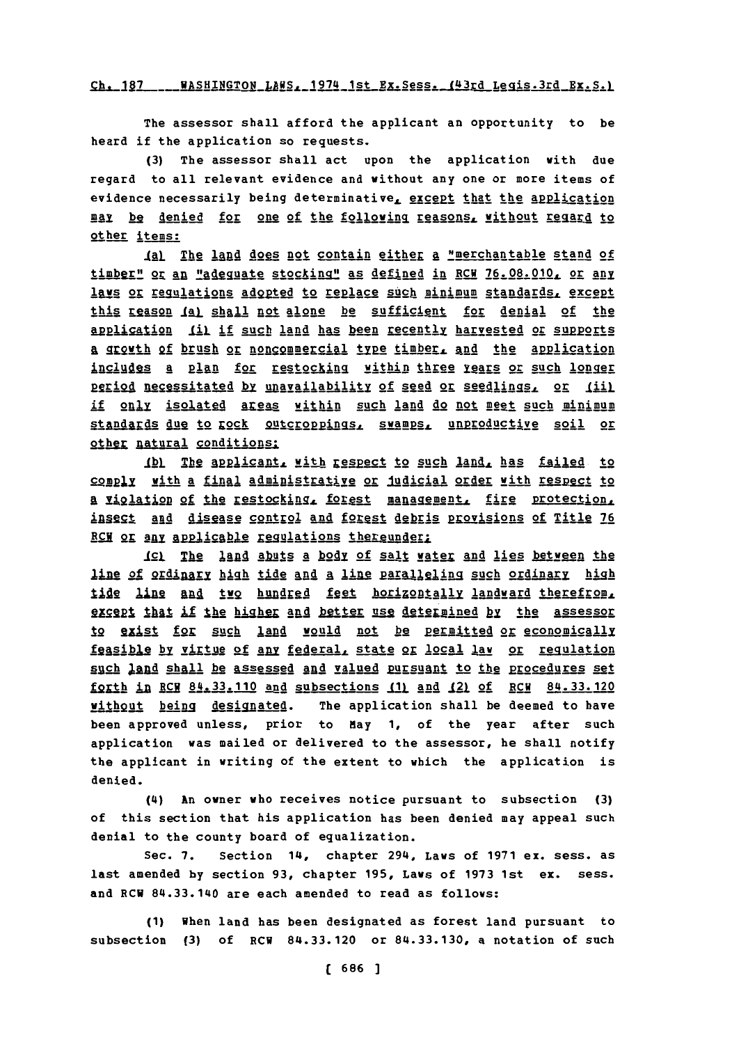The assessor shall afford the applicant an opportunity to be heard if the application so requests.

(3) The assessor shall act upon the application with due regard to all relevant evidence and without any one or more items of evidence necessarily being determinative, except that the application may be denied for one of the following reasons, without regard to other items:

(a) The land does not contain either a "merchantable stand of timber" or an "adequate stocking" as defined in RCW 76.08.010, or any laws or regulations adopted to replace such minimum standards, except this reason (a) shall not alone be sufficient for denial of the application (i) if such land has been recently harvested or supports a growth of brush or noncommercial type timber, and the application includes a plan for restocking within three years or such longer period necessitated by unavailability of seed or seedlings, or (ii) if only isolated areas within such land do not meet such minimum standards due to rock outcroppings, swamps, unproductive soil or other natural conditions;

(b) The applicant, with respect to such land, has failed to comply with a final administrative or judicial order with respect to a violation of the restocking, forest management, fire protection, insect and disease control and forest debris provisions of Title 76 RCW or any applicable regulations thereunder;

(c) The land abuts a body of salt water and lies between the line of ordinary high tide and a line paralleling such ordinary high tide line and two hundred feet horizontally landward therefrom, except that if the higher and better use determined by the assessor to exist for such land would not be permitted or economically feasible by virtue of any federal, state or local law or regulation such land shall be assessed and valued pursuant to the procedures set forth in RCW 84.33.110 and subsections (1) and (2) of RCW 84.33.120 without being designated. The application shall be deemed to have been approved unless, prior to May 1, of the year after such application was mailed or delivered to the assessor, he shall notify the applicant in writing of the extent to which the application is denied.

(4) An owner who receives notice pursuant to subsection (3) of this section that his application has been denied may appeal such denial to the county board of equalization.

Sec. 7. Section 14, chapter 294, Laws of 1971 ex. sess. as last amended by section 93, chapter 195, Laws of 1973 1st ex. sess. and RCW 84.33.140 are each amended to read as follows:

(1) When land has been designated as forest land pursuant to subsection (3) of RCW 84.33.120 or 84.33.130, a notation of such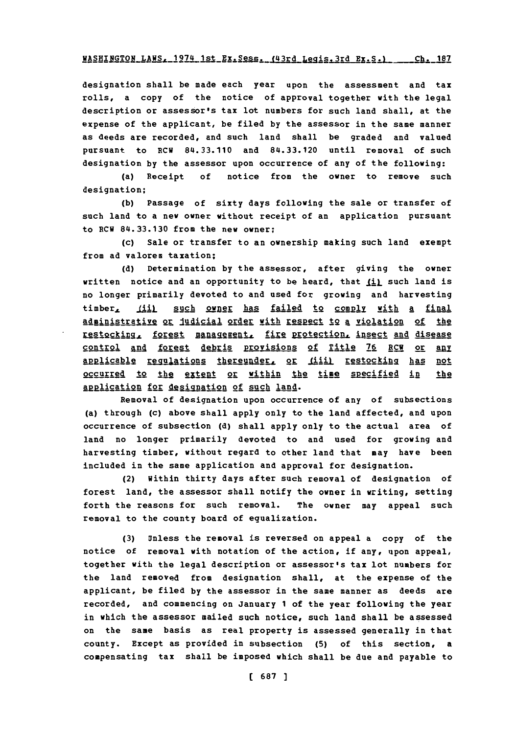designation shall be made each year upon the assessment and tax rolls, a copy of the notice of approval together with the legal description or assessor's tax lot numbers for such land shall, at the expense of the applicant, be filed by the assessor in the same manner as deeds are recorded, and such land shall be graded and valued pursuant to RCW 84.33.110 and 84.33.120 until removal of such designation by the assessor upon occurrence of any of the following:

(a) Receipt of notice from the owner to remove such designation;

(b) Passage of sixty days following the sale or transfer of such land to a new owner without receipt of an application pursuant to RCW 84.33.130 from the new owner;

(c) Sale or transfer to an ownership making such land exempt from ad valorem taxation;

(d) Determination by the assessor, after giving the owner written notice and an opportunity to be heard, that <u>(i)</u> such land is no longer primarily devoted to and used for growing and harvesting timber<u>, (ii) such owner has failed to comply with a final administrative or judicial order with respect to a violation of the restocking, forest management, fire protection, insect and disease control and forest debris provisions of Title 76 RCW or any applicable regulations thereunder, or (iii) restocking has not occurred to the extent or within the time specified in the application for designation of such land</u>.

Removal of designation upon occurrence of any of subsections (a) through (c) above shall apply only to the land affected, and upon occurrence of subsection (d) shall apply only to the actual area of land no longer primarily devoted to and used for growing and harvesting timber, without regard to other land that may have been included in the same application and approval for designation.

(2) Within thirty days after such removal of designation of forest land, the assessor shall notify the owner in writing, setting forth the reasons for such removal. The owner may appeal such removal to the county board of equalization.

(3) Unless the removal is reversed on appeal a copy of the notice of removal with notation of the action, if any, upon appeal, together with the legal description or assessor's tax lot numbers for the land removed from designation shall, at the expense of the applicant, be filed by the assessor in the same manner as deeds are recorded, and commencing on January 1 of the year following the year in which the assessor mailed such notice, such land shall be assessed on the same basis as real property is assessed generally in that county. Except as provided in subsection (5) of this section, a compensating tax shall be imposed which shall be due and payable to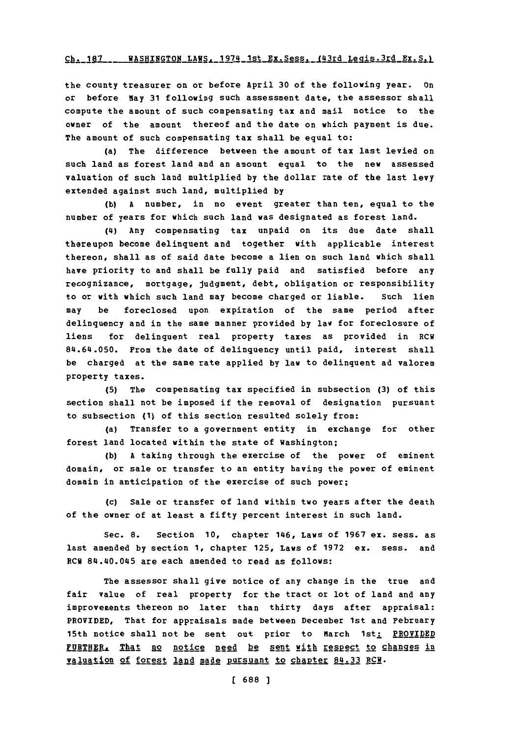the county treasurer on or before April 30 of the following year. On or before May 31 following such assessment date, the assessor shall compute the amount of such compensating tax and mail notice to the owner of the amount thereof and the date on which payment is due. The amount of such compensating tax shall be equal to:

(a) The difference between the amount of tax last levied on such land as forest land and an amount equal to the new assessed valuation of such land multiplied by the dollar rate of the last levy extended against such land, multiplied by

(b) A number, in no event greater than ten, equal to the number of years for which such land was designated as forest land.

(4) Any compensating tax unpaid on its due date shall thereupon become delinquent and together with applicable interest thereon, shall as of said date become a lien on such land which shall have priority to and shall be fully paid and satisfied before any recognizance, mortgage, judgment, debt, obligation or responsibility to or with which such land may become charged or liable. Such lien may be foreclosed upon expiration of the same period after delinquency and in the same manner provided by law for foreclosure of liens for delinquent real property taxes as provided in RCW 84.64.050. From the date of delinquency until paid, interest shall be charged at the same rate applied by law to delinquent ad valorem property taxes.

(5) The compensating tax specified in subsection (3) of this section shall not be imposed if the removal of designation pursuant to subsection (1) of this section resulted solely from:

(a) Transfer to a government entity in exchange for other forest land located within the state of Washington;

(b) A taking through the exercise of the power of eminent domain, or sale or transfer to an entity having the power of eminent domain in anticipation of the exercise of such power;

(c) Sale or transfer of land within two years after the death of the owner of at least a fifty percent interest in such land.

Sec. 8. Section 10, chapter 146, Laws of 1967 ex. sess. as last amended by section 1, chapter 125, Laws of 1972 ex. sess. and RCW 84.40.045 are each amended to read as follows:

The assessor shall give notice of any change in the true and fair value of real property for the tract or lot of land and any improvements thereon no later than thirty days after appraisal: PROVIDED, That for appraisals made between December 1st and February 15th notice shall not be sent out prior to March 1st: PROVIDED FURTHER, That no notice need be sent with respect to changes in valuation of forest land made pursuant to chapter 84.33 RCW.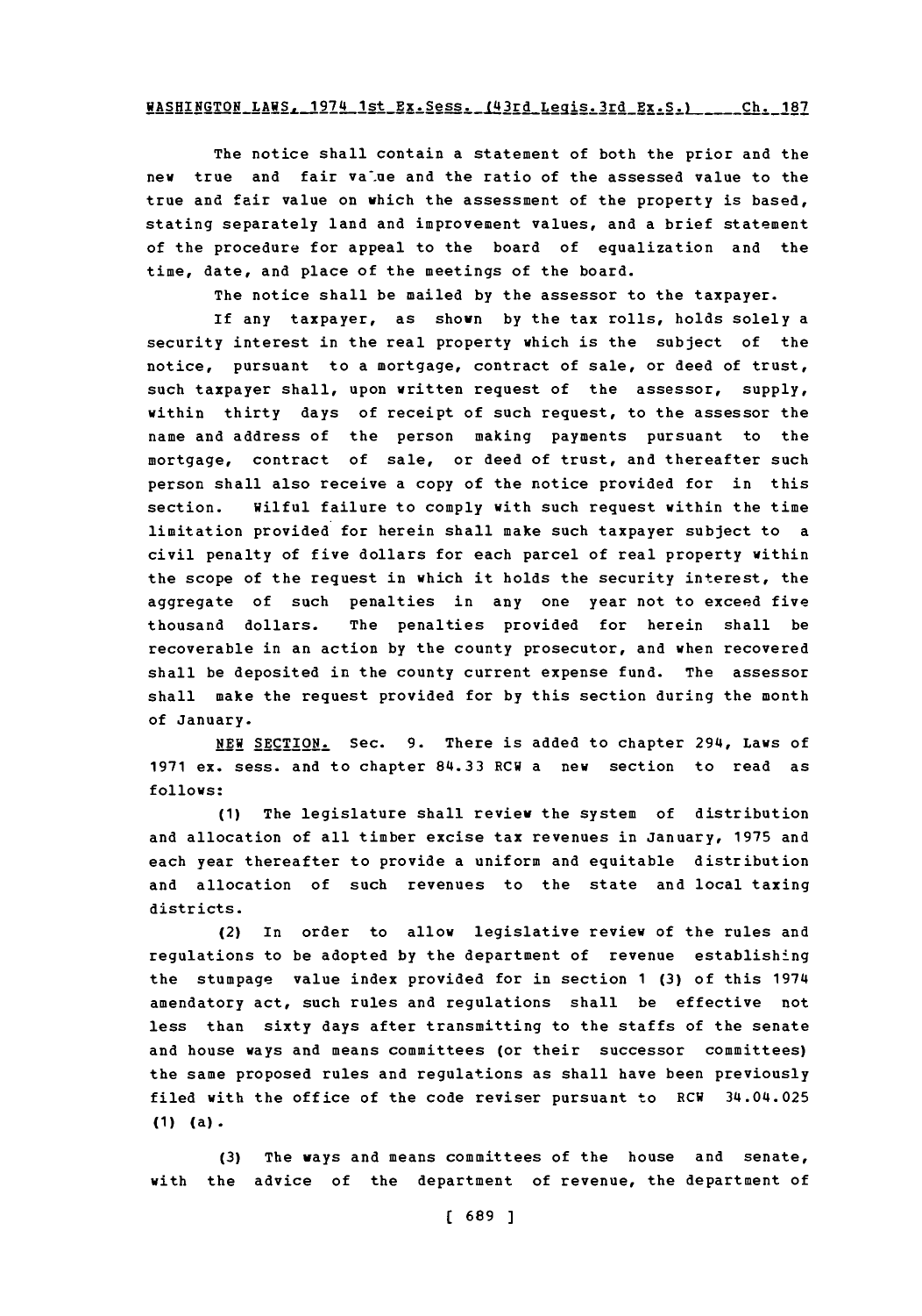The notice shall contain a statement of both the prior and the new true and fair value and the ratio of the assessed value to the true and fair value on which the assessment of the property is based, stating separately land and improvement values, and a brief statement of the procedure for appeal to the board of equalization and the time, date, and place of the meetings of the board.

The notice shall be mailed by the assessor to the taxpayer.

If any taxpayer, as shown by the tax rolls, holds solely a security interest in the real property which is the subject of the notice, pursuant to a mortgage, contract of sale, or deed of trust, such taxpayer shall, upon written request of the assessor, supply, within thirty days of receipt of such request, to the assessor the name and address of the person making payments pursuant to the mortgage, contract of sale, or deed of trust, and thereafter such person shall also receive a copy of the notice provided for in this section. Wilful failure to comply with such request within the time limitation provided for herein shall make such taxpayer subject to a civil penalty of five dollars for each parcel of real property within the scope of the request in which it holds the security interest, the aggregate of such penalties in any one year not to exceed five thousand dollars. The penalties provided for herein shall be recoverable in an action by the county prosecutor, and when recovered shall be deposited in the county current expense fund. The assessor shall make the request provided for by this section during the month of January.

NEW SECTION. Sec. 9. There is added to chapter 294, Laws of 1971 ex. sess. and to chapter 84.33 RCW a new section to read as follows:

(1) The legislature shall review the system of distribution and allocation of all timber excise tax revenues in January, 1975 and each year thereafter to provide a uniform and equitable distribution and allocation of such revenues to the state and local taxing districts.

(2) In order to allow legislative review of the rules and regulations to be adopted by the department of revenue establishing the stumpage value index provided for in section 1 (3) of this 1974 amendatory act, such rules and regulations shall be effective not less than sixty days after transmitting to the staffs of the senate and house ways and means committees (or their successor committees) the same proposed rules and regulations as shall have been previously filed with the office of the code reviser pursuant to RCW 34.04.025 (1) (a).

(3) The ways and means committees of the house and senate, with the advice of the department of revenue, the department of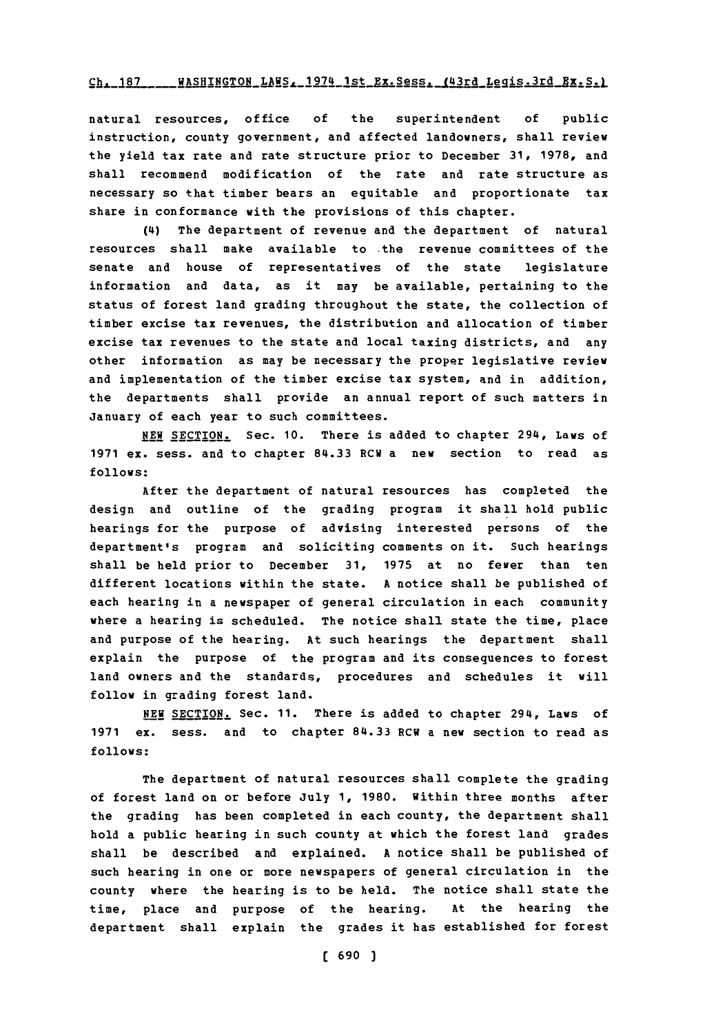natural resources, office of the superintendent of public instruction, county government, and affected landowners, shall review the yield tax rate and rate structure prior to December 31, 1978, and shall recommend modification of the rate and rate structure as necessary so that timber bears an equitable and proportionate tax share in conformance with the provisions of this chapter.

(4) The department of revenue and the department of natural resources shall make available to the revenue committees of the senate and house of representatives of the state legislature information and data, as it may be available, pertaining to the status of forest land grading throughout the state, the collection of timber excise tax revenues, the distribution and allocation of timber excise tax revenues to the state and local taxing districts, and any other information as may be necessary the proper legislative review and implementation of the timber excise tax system, and in addition, the departments shall provide an annual report of such matters in January of each year to such committees.

NEW SECTION. Sec. 10. There is added to chapter 294, Laws of 1971 ex. sess. and to chapter 84.33 RCW a new section to read as follows:

After the department of natural resources has completed the design and outline of the grading program it shall hold public hearings for the purpose of advising interested persons of the department's program and soliciting comments on it. Such hearings shall be held prior to December 31, 1975 at no fewer than ten different locations within the state. A notice shall be published of each hearing in a newspaper of general circulation in each community where a hearing is scheduled. The notice shall state the time, place and purpose of the hearing. At such hearings the department shall explain the purpose of the program and its consequences to forest land owners and the standards, procedures and schedules it will follow in grading forest land.

NEW SECTION. Sec. 11. There is added to chapter 294, Laws of 1971 ex. sess. and to chapter 84.33 RCW a new section to read as follows:

The department of natural resources shall complete the grading of forest land on or before July 1, 1980. Within three months after the grading has been completed in each county, the department shall hold a public hearing in such county at which the forest land grades shall be described and explained. A notice shall be published of such hearing in one or more newspapers of general circulation in the county where the hearing is to be held. The notice shall state the time, place and purpose of the hearing. At the hearing the department shall explain the grades it has established for forest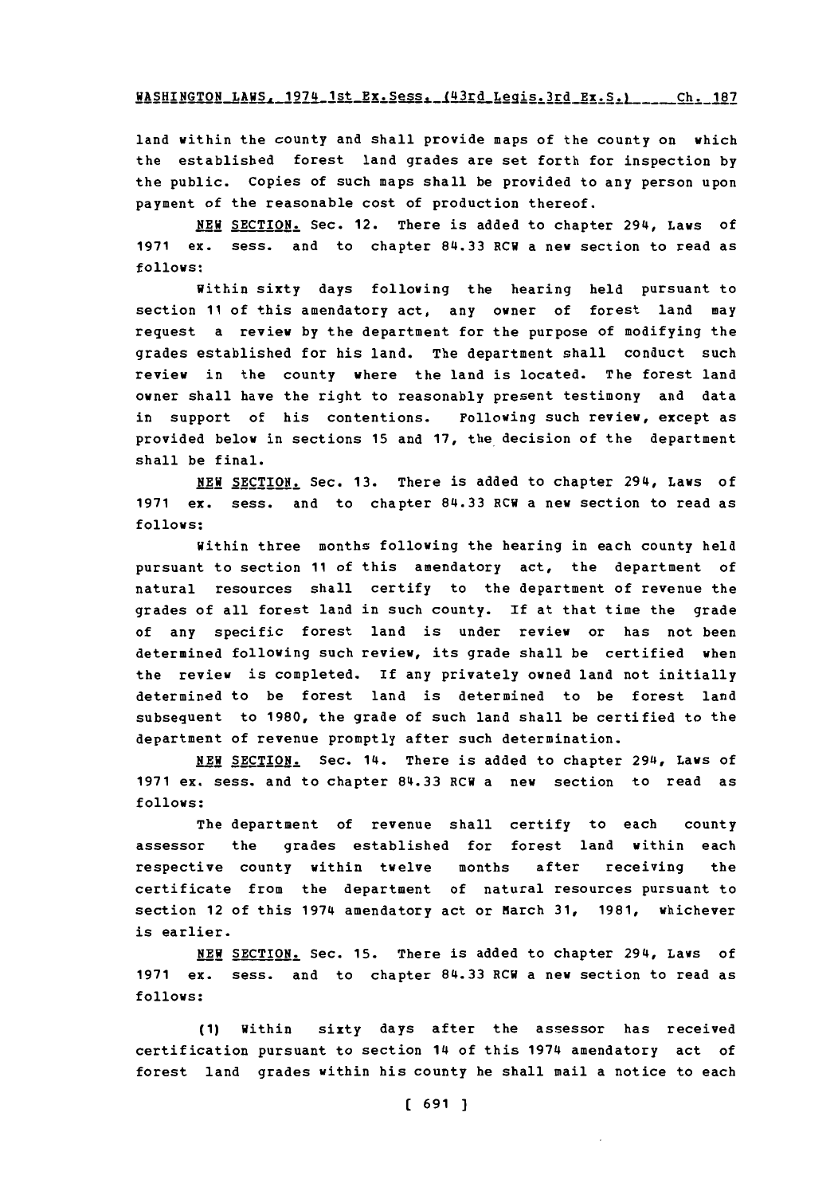land within the county and shall provide maps of the county on which the established forest land grades are set forth for inspection by the public. Copies of such maps shall be provided to any person upon payment of the reasonable cost of production thereof.

NEW SECTION. Sec. 12. There is added to chapter 294, Laws of 1971 ex. sess. and to chapter 84.33 RCW a new section to read as follows:

Within sixty days following the hearing held pursuant to section 11 of this amendatory act, any owner of forest land may request a review by the department for the purpose of modifying the grades established for his land. The department shall conduct such review in the county where the land is located. The forest land owner shall have the right to reasonably present testimony and data in support of his contentions. Following such review, except as provided below in sections 15 and 17, the decision of the department shall be final.

NEW SECTION. Sec. 13. There is added to chapter 294, Laws of 1971 ex. sess. and to chapter 84.33 RCW a new section to read as follows:

Within three months following the hearing in each county held pursuant to section 11 of this amendatory act, the department of natural resources shall certify to the department of revenue the grades of all forest land in such county. If at that time the grade of any specific forest land is under review or has not been determined following such review, its grade shall be certified when the review is completed. If any privately owned land not initially determined to be forest land is determined to be forest land subsequent to 1980, the grade of such land shall be certified to the department of revenue promptly after such determination.

NEW SECTION. Sec. 14. There is added to chapter 294, Laws of 1971 ex. sess. and to chapter 84.33 RCW a new section to read as follows:

The department of revenue shall certify to each county assessor the grades established for forest land within each respective county within twelve months after receiving the certificate from the department of natural resources pursuant to section 12 of this 1974 amendatory act or March 31, 1981, whichever is earlier.

NEW SECTION. Sec. 15. There is added to chapter 294, Laws of 1971 ex. sess. and to chapter 84.33 RCW a new section to read as follows:

(1) Within sixty days after the assessor has received certification pursuant to section 14 of this 1974 amendatory act of forest land grades within his county he shall mail a notice to each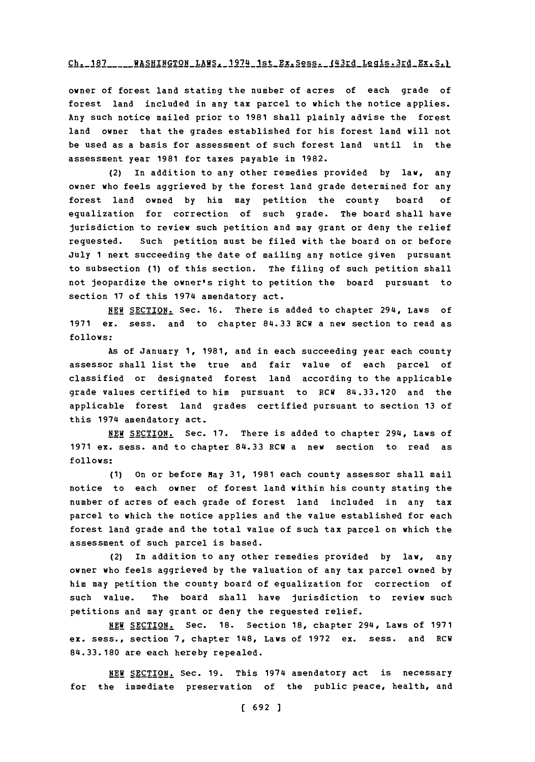owner of forest land stating the number of acres of each grade of forest land included in any tax parcel to which the notice applies. Any such notice mailed prior to 1981 shall plainly advise the forest land owner that the grades established for his forest land will not be used as a basis for assessment of such forest land until in the assessment year 1981 for taxes payable in 1982.

(2) In addition to any other remedies provided by law, any owner who feels aggrieved by the forest land grade determined for any forest land owned by him may petition the county board of equalization for correction of such grade. The board shall have jurisdiction to review such petition and may grant or deny the relief requested. Such petition must be filed with the board on or before July 1 next succeeding the date of mailing any notice given pursuant to subsection (1) of this section. The filing of such petition shall not jeopardize the owner's right to petition the board pursuant to section 17 of this 1974 amendatory act.

NEW SECTION. Sec. 16. There is added to chapter 294, Laws of 1971 ex. sess. and to chapter 84.33 RCW a new section to read as follows:

As of January 1, 1981, and in each succeeding year each county assessor shall list the true and fair value of each parcel of classified or designated forest land according to the applicable grade values certified to him pursuant to RCW 84.33.120 and the applicable forest land grades certified pursuant to section 13 of this 1974 amendatory act.

NEW SECTION. Sec. 17. There is added to chapter 294, Laws of 1971 ex. sess. and to chapter 84.33 RCW a new section to read as follows:

(1) On or before May 31, 1981 each county assessor shall mail notice to each owner of forest land within his county stating the number of acres of each grade of forest land included in any tax parcel to which the notice applies and the value established for each forest land grade and the total value of such tax parcel on which the assessment of such parcel is based.

(2) In addition to any other remedies provided by law, any owner who feels aggrieved by the valuation of any tax parcel owned by him may petition the county board of equalization for correction of such value. The board shall have jurisdiction to review such petitions and may grant or deny the requested relief.

NEW SECTION. Sec. 18. Section 18, chapter 294, Laws of 1971 ex. sess., section 7, chapter 148, Laws of 1972 ex. sess. and RCW 84.33.180 are each hereby repealed.

NEW SECTION. Sec. 19. This 1974 amendatory act is necessary for the immediate preservation of the public peace, health, and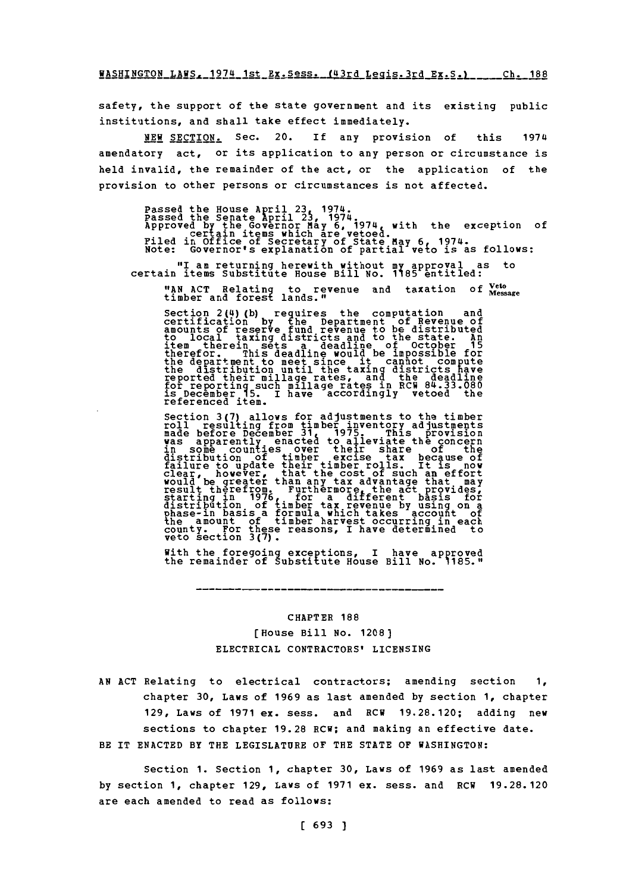safety, the support of the state government and its existing public institutions, and shall take effect immediately.

NEW SECTION. Sec. 20. If any provision of this 1974 amendatory act, or its application to any person or circumstance is held invalid, the remainder of the act, or the application of the provision to other persons or circumstances is not affected.

Passed the House April 23, 1974.
Passed the Senate April 23, 1974.
Approved by the Governor May 6, 1974, with the exception of certain items which are vetoed.
Filed in Office of Secretary of State May 6, 1974.
Note: Governor's explanation of partial veto is as follows:

"I am returning herewith without my approval as to certain items Substitute House Bill No. 1185 entitled:

"AN ACT Relating to revenue and taxation of timber and forest lands."

Veto Message

Section 2(4)(b) requires the computation and certification by the Department of Revenue of amounts of reserve fund revenue to be distributed to local taxing districts and to the state. An item therein sets a deadline of October 15 therefor. This deadline would be impossible for the department to meet since it cannot compute the distribution until the taxing districts have reported their millage rates, and the deadline for reporting such millage rates in RCW 84.33.080 is December 15. I have accordingly vetoed the referenced item.

Section 3(7) allows for adjustments to the timber roll resulting from timber inventory adjustments made before December 31, 1975. This provision was apparently enacted to alleviate the concern in some counties over their share of the distribution of timber excise tax because of failure to update their timber rolls. It is now clear, however, that the cost of such an effort would be greater than any tax advantage that may result therefrom. Furthermore, the act provides, starting in 1976, for a different basis for distribution of timber tax revenue by using on a phase-in basis a formula which takes account of the amount of timber harvest occurring in each county. For these reasons, I have determined to veto section 3(7).

With the foregoing exceptions, I have approved the remainder of Substitute House Bill No. 1185."

---

CHAPTER 188
[House Bill No. 1208]
ELECTRICAL CONTRACTORS' LICENSING

AN ACT Relating to electrical contractors; amending section 1, chapter 30, Laws of 1969 as last amended by section 1, chapter 129, Laws of 1971 ex. sess. and RCW 19.28.120; adding new sections to chapter 19.28 RCW; and making an effective date.

BE IT ENACTED BY THE LEGISLATURE OF THE STATE OF WASHINGTON:

Section 1. Section 1, chapter 30, Laws of 1969 as last amended by section 1, chapter 129, Laws of 1971 ex. sess. and RCW 19.28.120 are each amended to read as follows: